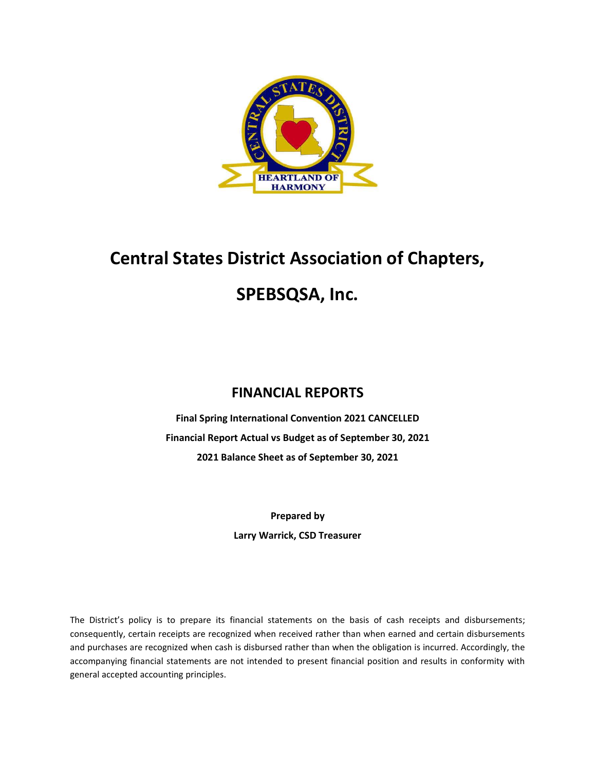# Central States District Association of Chapters,

# SPEBSQSA, Inc.

## FINANCIAL REPORTS

**Final Spring International Convention 2021 CANCELLED**

**Financial Report Actual vs Budget as of September 30, 2021**

**2021 Balance Sheet as of September 30, 2021**

**Prepared by**

**Larry Warrick, CSD Treasurer**

The District's policy is to prepare its financial statements on the basis of cash receipts and disbursements; consequently, certain receipts are recognized when received rather than when earned and certain disbursements and purchases are recognized when cash is disbursed rather than when the obligation is incurred. Accordingly, the accompanying financial statements are not intended to present financial position and results in conformity with general accepted accounting principles.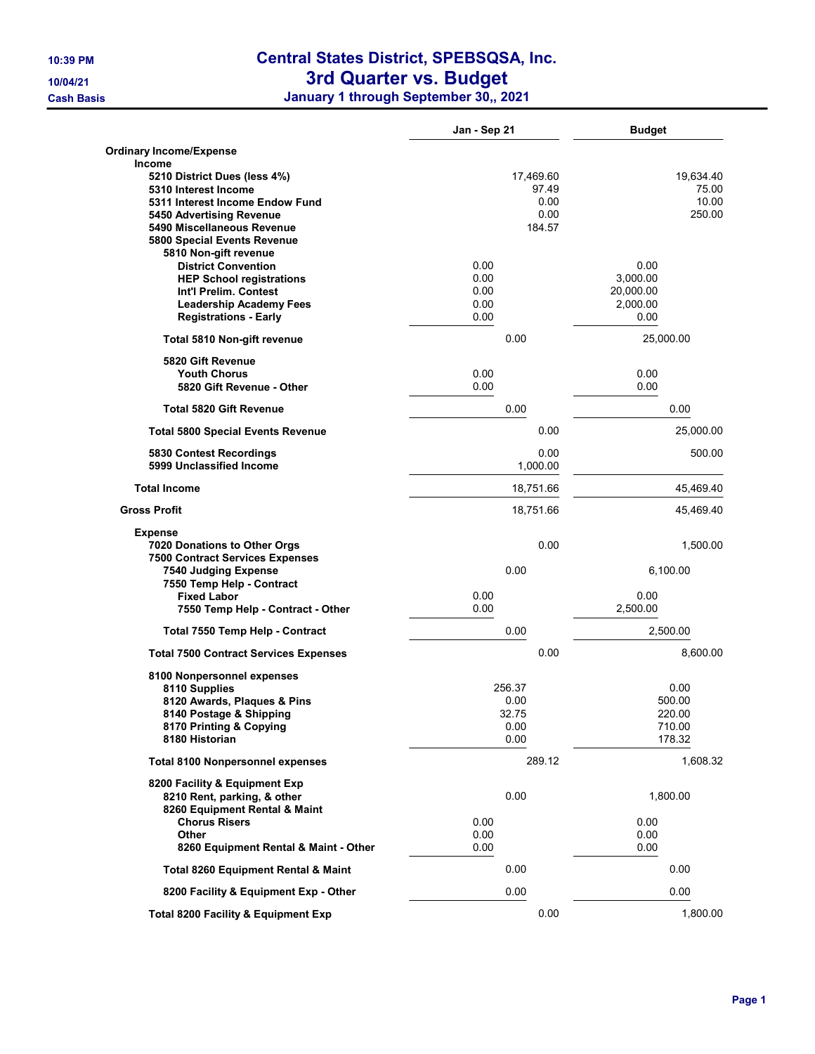# Central States District, SPEBSQSA, Inc.
## 3rd Quarter vs. Budget
### January 1 through September 30,, 2021

10:39 PM
10/04/21
Cash Basis

| | Jan - Sep 21 | | Budget | |
|---|---|---|---|---|
| **Ordinary Income/Expense** | | | | |
| **Income** | | | | |
| **5210 District Dues (less 4%)** | | 17,469.60 | | 19,634.40 |
| **5310 Interest Income** | | 97.49 | | 75.00 |
| **5311 Interest Income Endow Fund** | | 0.00 | | 10.00 |
| **5450 Advertising Revenue** | | 0.00 | | 250.00 |
| **5490 Miscellaneous Revenue** | | 184.57 | | |
| **5800 Special Events Revenue** | | | | |
| **5810 Non-gift revenue** | | | | |
| **District Convention** | 0.00 | | 0.00 | |
| **HEP School registrations** | 0.00 | | 3,000.00 | |
| **Int'l Prelim. Contest** | 0.00 | | 20,000.00 | |
| **Leadership Academy Fees** | 0.00 | | 2,000.00 | |
| **Registrations - Early** | 0.00 | | 0.00 | |
| **Total 5810 Non-gift revenue** | 0.00 | | 25,000.00 | |
| **5820 Gift Revenue** | | | | |
| **Youth Chorus** | 0.00 | | 0.00 | |
| **5820 Gift Revenue - Other** | 0.00 | | 0.00 | |
| **Total 5820 Gift Revenue** | 0.00 | | 0.00 | |
| **Total 5800 Special Events Revenue** | | 0.00 | | 25,000.00 |
| **5830 Contest Recordings** | | 0.00 | | 500.00 |
| **5999 Unclassified Income** | | 1,000.00 | | |
| **Total Income** | | 18,751.66 | | 45,469.40 |
| **Gross Profit** | | 18,751.66 | | 45,469.40 |
| **Expense** | | | | |
| **7020 Donations to Other Orgs** | | 0.00 | | 1,500.00 |
| **7500 Contract Services Expenses** | | | | |
| **7540 Judging Expense** | 0.00 | | 6,100.00 | |
| **7550 Temp Help - Contract** | | | | |
| **Fixed Labor** | 0.00 | | 0.00 | |
| **7550 Temp Help - Contract - Other** | 0.00 | | 2,500.00 | |
| **Total 7550 Temp Help - Contract** | 0.00 | | 2,500.00 | |
| **Total 7500 Contract Services Expenses** | | 0.00 | | 8,600.00 |
| **8100 Nonpersonnel expenses** | | | | |
| **8110 Supplies** | 256.37 | | 0.00 | |
| **8120 Awards, Plaques & Pins** | 0.00 | | 500.00 | |
| **8140 Postage & Shipping** | 32.75 | | 220.00 | |
| **8170 Printing & Copying** | 0.00 | | 710.00 | |
| **8180 Historian** | 0.00 | | 178.32 | |
| **Total 8100 Nonpersonnel expenses** | | 289.12 | | 1,608.32 |
| **8200 Facility & Equipment Exp** | | | | |
| **8210 Rent, parking, & other** | 0.00 | | 1,800.00 | |
| **8260 Equipment Rental & Maint** | | | | |
| **Chorus Risers** | 0.00 | | 0.00 | |
| **Other** | 0.00 | | 0.00 | |
| **8260 Equipment Rental & Maint - Other** | 0.00 | | 0.00 | |
| **Total 8260 Equipment Rental & Maint** | 0.00 | | 0.00 | |
| **8200 Facility & Equipment Exp - Other** | 0.00 | | 0.00 | |
| **Total 8200 Facility & Equipment Exp** | | 0.00 | | 1,800.00 |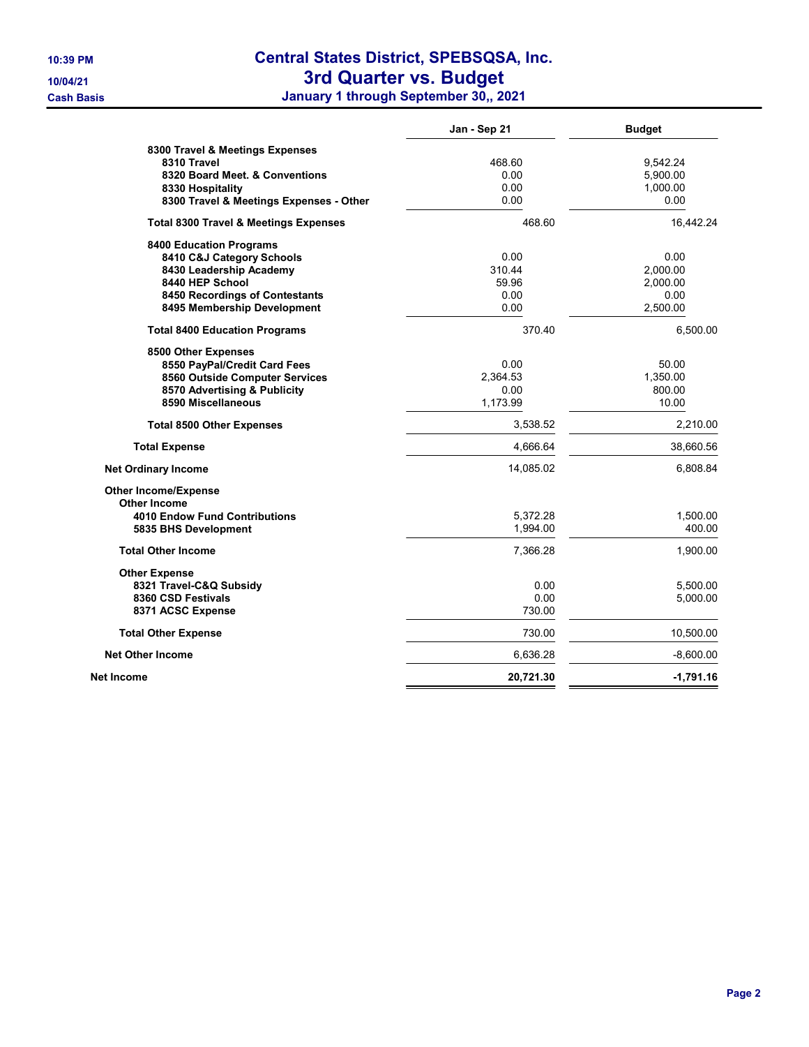# Central States District, SPEBSQSA, Inc.
## 3rd Quarter vs. Budget
### January 1 through September 30,, 2021

10:39 PM
10/04/21
Cash Basis

| | Jan - Sep 21 | Budget |
|---|---|---|
| **8300 Travel & Meetings Expenses** | | |
| **8310 Travel** | 468.60 | 9,542.24 |
| **8320 Board Meet. & Conventions** | 0.00 | 5,900.00 |
| **8330 Hospitality** | 0.00 | 1,000.00 |
| **8300 Travel & Meetings Expenses - Other** | 0.00 | 0.00 |
| **Total 8300 Travel & Meetings Expenses** | 468.60 | 16,442.24 |
| **8400 Education Programs** | | |
| **8410 C&J Category Schools** | 0.00 | 0.00 |
| **8430 Leadership Academy** | 310.44 | 2,000.00 |
| **8440 HEP School** | 59.96 | 2,000.00 |
| **8450 Recordings of Contestants** | 0.00 | 0.00 |
| **8495 Membership Development** | 0.00 | 2,500.00 |
| **Total 8400 Education Programs** | 370.40 | 6,500.00 |
| **8500 Other Expenses** | | |
| **8550 PayPal/Credit Card Fees** | 0.00 | 50.00 |
| **8560 Outside Computer Services** | 2,364.53 | 1,350.00 |
| **8570 Advertising & Publicity** | 0.00 | 800.00 |
| **8590 Miscellaneous** | 1,173.99 | 10.00 |
| **Total 8500 Other Expenses** | 3,538.52 | 2,210.00 |
| **Total Expense** | 4,666.64 | 38,660.56 |
| **Net Ordinary Income** | 14,085.02 | 6,808.84 |
| **Other Income/Expense** | | |
| **Other Income** | | |
| **4010 Endow Fund Contributions** | 5,372.28 | 1,500.00 |
| **5835 BHS Development** | 1,994.00 | 400.00 |
| **Total Other Income** | 7,366.28 | 1,900.00 |
| **Other Expense** | | |
| **8321 Travel-C&Q Subsidy** | 0.00 | 5,500.00 |
| **8360 CSD Festivals** | 0.00 | 5,000.00 |
| **8371 ACSC Expense** | 730.00 | |
| **Total Other Expense** | 730.00 | 10,500.00 |
| **Net Other Income** | 6,636.28 | -8,600.00 |
| **Net Income** | **20,721.30** | **-1,791.16** |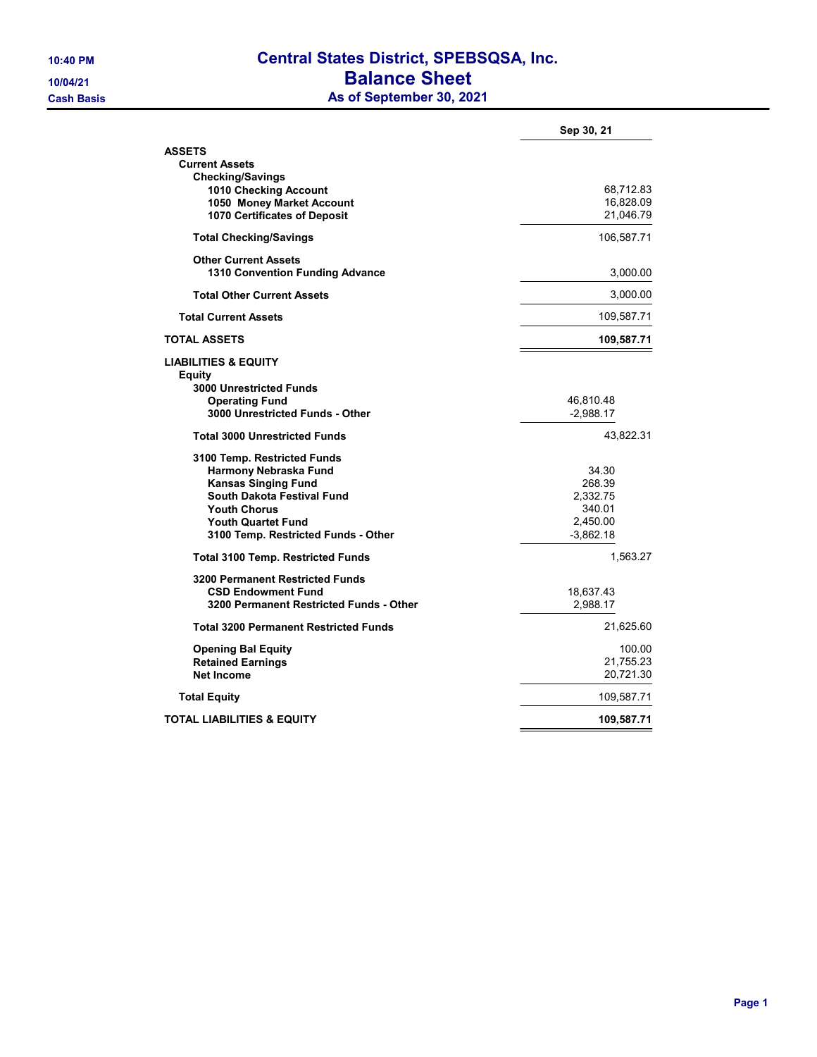# Central States District, SPEBSQSA, Inc.

## Balance Sheet

### As of September 30, 2021

10:40 PM

10/04/21

Cash Basis

| | | Sep 30, 21 |
|---|---|---|
| **ASSETS** | | |
| **Current Assets** | | |
| **Checking/Savings** | | |
| **1010 Checking Account** | | 68,712.83 |
| **1050 Money Market Account** | | 16,828.09 |
| **1070 Certificates of Deposit** | | 21,046.79 |
| **Total Checking/Savings** | | 106,587.71 |
| **Other Current Assets** | | |
| **1310 Convention Funding Advance** | | 3,000.00 |
| **Total Other Current Assets** | | 3,000.00 |
| **Total Current Assets** | | 109,587.71 |
| **TOTAL ASSETS** | | **109,587.71** |
| **LIABILITIES & EQUITY** | | |
| **Equity** | | |
| **3000 Unrestricted Funds** | | |
| **Operating Fund** | 46,810.48 | |
| **3000 Unrestricted Funds - Other** | -2,988.17 | |
| **Total 3000 Unrestricted Funds** | | 43,822.31 |
| **3100 Temp. Restricted Funds** | | |
| **Harmony Nebraska Fund** | 34.30 | |
| **Kansas Singing Fund** | 268.39 | |
| **South Dakota Festival Fund** | 2,332.75 | |
| **Youth Chorus** | 340.01 | |
| **Youth Quartet Fund** | 2,450.00 | |
| **3100 Temp. Restricted Funds - Other** | -3,862.18 | |
| **Total 3100 Temp. Restricted Funds** | | 1,563.27 |
| **3200 Permanent Restricted Funds** | | |
| **CSD Endowment Fund** | 18,637.43 | |
| **3200 Permanent Restricted Funds - Other** | 2,988.17 | |
| **Total 3200 Permanent Restricted Funds** | | 21,625.60 |
| **Opening Bal Equity** | | 100.00 |
| **Retained Earnings** | | 21,755.23 |
| **Net Income** | | 20,721.30 |
| **Total Equity** | | 109,587.71 |
| **TOTAL LIABILITIES & EQUITY** | | **109,587.71** |